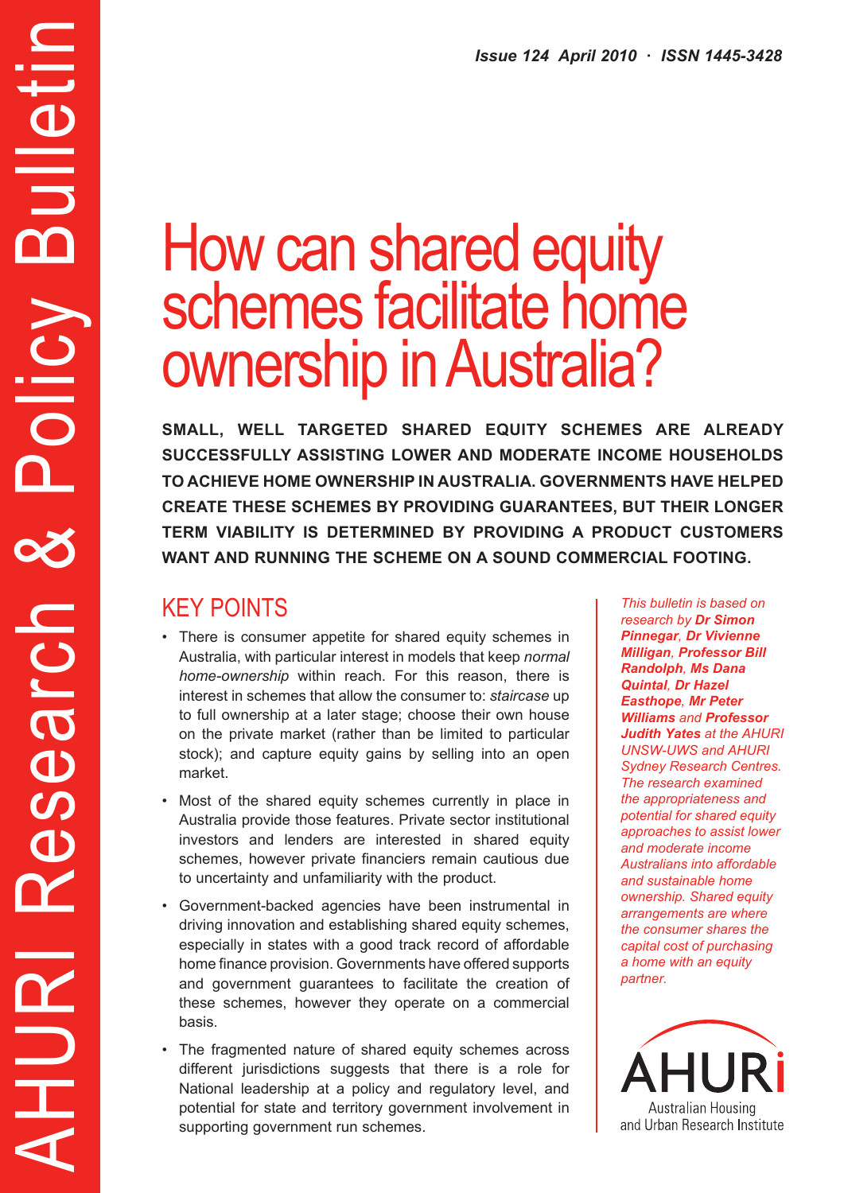AHURI Research & Policy Bulletin

*Issue 124 April 2010 · ISSN 1445-3428*

# How can shared equity schemes facilitate home ownership in Australia?

**SMALL, WELL TARGETED SHARED EQUITY SCHEMES ARE ALREADY SUCCESSFULLY ASSISTING LOWER AND MODERATE INCOME HOUSEHOLDS TO ACHIEVE HOME OWNERSHIP IN AUSTRALIA. GOVERNMENTS HAVE HELPED CREATE THESE SCHEMES BY PROVIDING GUARANTEES, BUT THEIR LONGER TERM VIABILITY IS DETERMINED BY PROVIDING A PRODUCT CUSTOMERS WANT AND RUNNING THE SCHEME ON A SOUND COMMERCIAL FOOTING.**

## KEY POINTS

- There is consumer appetite for shared equity schemes in Australia, with particular interest in models that keep *normal home-ownership* within reach. For this reason, there is interest in schemes that allow the consumer to: *staircase* up to full ownership at a later stage; choose their own house on the private market (rather than be limited to particular stock); and capture equity gains by selling into an open market.
- Most of the shared equity schemes currently in place in Australia provide those features. Private sector institutional investors and lenders are interested in shared equity schemes, however private financiers remain cautious due to uncertainty and unfamiliarity with the product.
- Government-backed agencies have been instrumental in driving innovation and establishing shared equity schemes, especially in states with a good track record of affordable home finance provision. Governments have offered supports and government guarantees to facilitate the creation of these schemes, however they operate on a commercial basis.
- The fragmented nature of shared equity schemes across different jurisdictions suggests that there is a role for National leadership at a policy and regulatory level, and potential for state and territory government involvement in supporting government run schemes.

*This bulletin is based on research by **Dr Simon Pinnegar**, **Dr Vivienne Milligan**, **Professor Bill Randolph**, **Ms Dana Quintal**, **Dr Hazel Easthope**, **Mr Peter Williams** and **Professor Judith Yates** at the AHURI UNSW-UWS and AHURI Sydney Research Centres. The research examined the appropriateness and potential for shared equity approaches to assist lower and moderate income Australians into affordable and sustainable home ownership. Shared equity arrangements are where the consumer shares the capital cost of purchasing a home with an equity partner.*

AHURI
Australian Housing and Urban Research Institute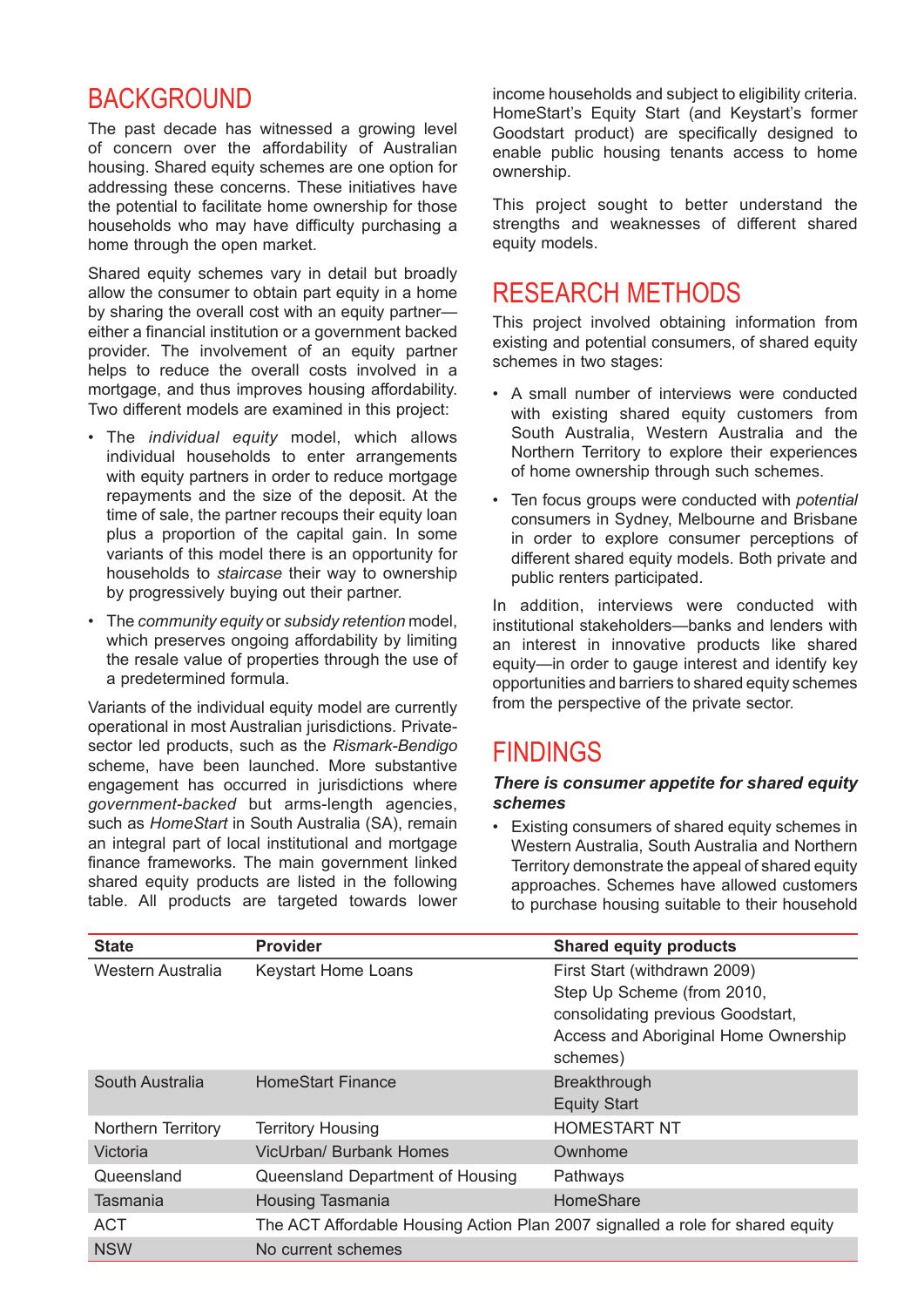## BACKGROUND

The past decade has witnessed a growing level of concern over the affordability of Australian housing. Shared equity schemes are one option for addressing these concerns. These initiatives have the potential to facilitate home ownership for those households who may have difficulty purchasing a home through the open market.

Shared equity schemes vary in detail but broadly allow the consumer to obtain part equity in a home by sharing the overall cost with an equity partner—either a financial institution or a government backed provider. The involvement of an equity partner helps to reduce the overall costs involved in a mortgage, and thus improves housing affordability. Two different models are examined in this project:

- The *individual equity* model, which allows individual households to enter arrangements with equity partners in order to reduce mortgage repayments and the size of the deposit. At the time of sale, the partner recoups their equity loan plus a proportion of the capital gain. In some variants of this model there is an opportunity for households to *staircase* their way to ownership by progressively buying out their partner.
- The *community equity* or *subsidy retention* model, which preserves ongoing affordability by limiting the resale value of properties through the use of a predetermined formula.

Variants of the individual equity model are currently operational in most Australian jurisdictions. Private-sector led products, such as the *Rismark-Bendigo* scheme, have been launched. More substantive engagement has occurred in jurisdictions where *government-backed* but arms-length agencies, such as *HomeStart* in South Australia (SA), remain an integral part of local institutional and mortgage finance frameworks. The main government linked shared equity products are listed in the following table. All products are targeted towards lower income households and subject to eligibility criteria. HomeStart's Equity Start (and Keystart's former Goodstart product) are specifically designed to enable public housing tenants access to home ownership.

This project sought to better understand the strengths and weaknesses of different shared equity models.

## RESEARCH METHODS

This project involved obtaining information from existing and potential consumers, of shared equity schemes in two stages:

- A small number of interviews were conducted with existing shared equity customers from South Australia, Western Australia and the Northern Territory to explore their experiences of home ownership through such schemes.
- Ten focus groups were conducted with *potential* consumers in Sydney, Melbourne and Brisbane in order to explore consumer perceptions of different shared equity models. Both private and public renters participated.

In addition, interviews were conducted with institutional stakeholders—banks and lenders with an interest in innovative products like shared equity—in order to gauge interest and identify key opportunities and barriers to shared equity schemes from the perspective of the private sector.

## FINDINGS

***There is consumer appetite for shared equity schemes***

- Existing consumers of shared equity schemes in Western Australia, South Australia and Northern Territory demonstrate the appeal of shared equity approaches. Schemes have allowed customers to purchase housing suitable to their household

| State | Provider | Shared equity products |
|---|---|---|
| Western Australia | Keystart Home Loans | First Start (withdrawn 2009)<br>Step Up Scheme (from 2010, consolidating previous Goodstart, Access and Aboriginal Home Ownership schemes) |
| South Australia | HomeStart Finance | Breakthrough<br>Equity Start |
| Northern Territory | Territory Housing | HOMESTART NT |
| Victoria | VicUrban/ Burbank Homes | Ownhome |
| Queensland | Queensland Department of Housing | Pathways |
| Tasmania | Housing Tasmania | HomeShare |
| ACT | The ACT Affordable Housing Action Plan 2007 signalled a role for shared equity | |
| NSW | No current schemes | |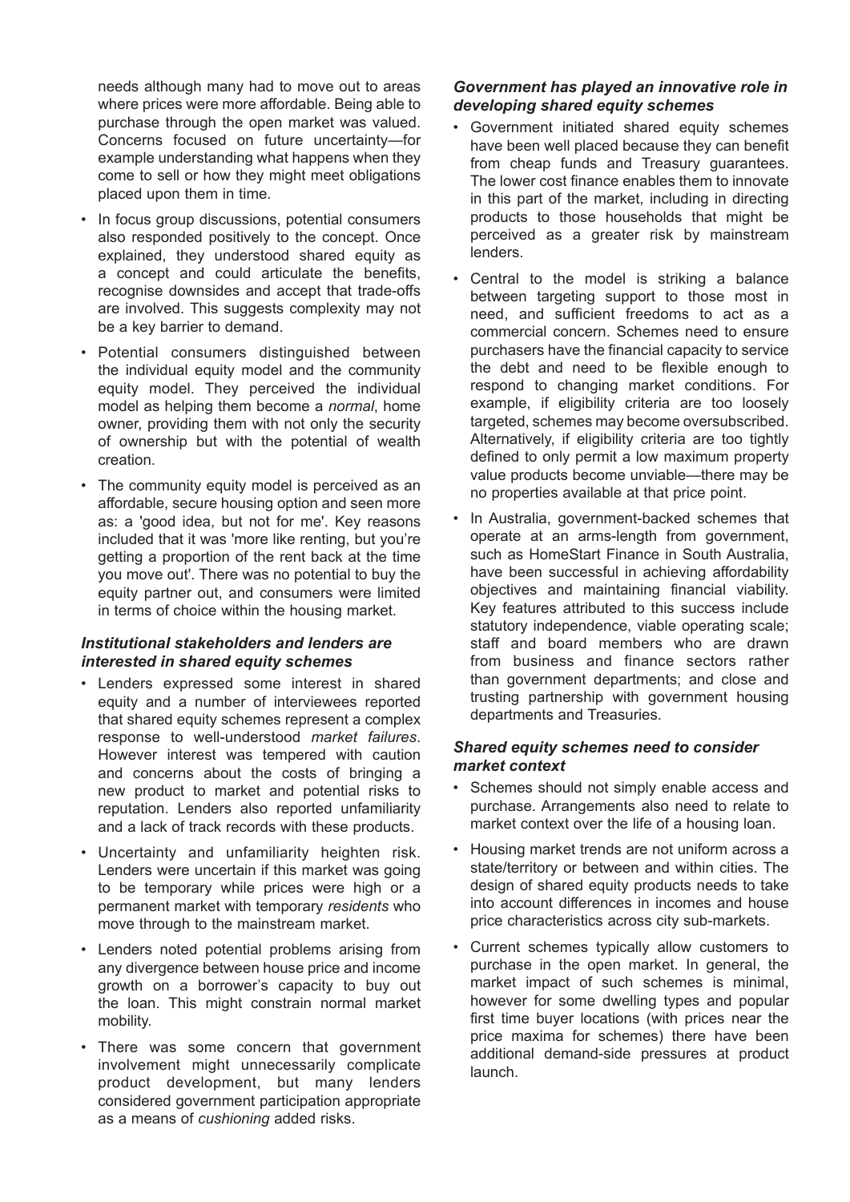needs although many had to move out to areas where prices were more affordable. Being able to purchase through the open market was valued. Concerns focused on future uncertainty—for example understanding what happens when they come to sell or how they might meet obligations placed upon them in time.

- In focus group discussions, potential consumers also responded positively to the concept. Once explained, they understood shared equity as a concept and could articulate the benefits, recognise downsides and accept that trade-offs are involved. This suggests complexity may not be a key barrier to demand.
- Potential consumers distinguished between the individual equity model and the community equity model. They perceived the individual model as helping them become a *normal*, home owner, providing them with not only the security of ownership but with the potential of wealth creation.
- The community equity model is perceived as an affordable, secure housing option and seen more as: a 'good idea, but not for me'. Key reasons included that it was 'more like renting, but you're getting a proportion of the rent back at the time you move out'. There was no potential to buy the equity partner out, and consumers were limited in terms of choice within the housing market.

### *Institutional stakeholders and lenders are interested in shared equity schemes*

- Lenders expressed some interest in shared equity and a number of interviewees reported that shared equity schemes represent a complex response to well-understood *market failures*. However interest was tempered with caution and concerns about the costs of bringing a new product to market and potential risks to reputation. Lenders also reported unfamiliarity and a lack of track records with these products.
- Uncertainty and unfamiliarity heighten risk. Lenders were uncertain if this market was going to be temporary while prices were high or a permanent market with temporary *residents* who move through to the mainstream market.
- Lenders noted potential problems arising from any divergence between house price and income growth on a borrower's capacity to buy out the loan. This might constrain normal market mobility.
- There was some concern that government involvement might unnecessarily complicate product development, but many lenders considered government participation appropriate as a means of *cushioning* added risks.

### *Government has played an innovative role in developing shared equity schemes*

- Government initiated shared equity schemes have been well placed because they can benefit from cheap funds and Treasury guarantees. The lower cost finance enables them to innovate in this part of the market, including in directing products to those households that might be perceived as a greater risk by mainstream lenders.
- Central to the model is striking a balance between targeting support to those most in need, and sufficient freedoms to act as a commercial concern. Schemes need to ensure purchasers have the financial capacity to service the debt and need to be flexible enough to respond to changing market conditions. For example, if eligibility criteria are too loosely targeted, schemes may become oversubscribed. Alternatively, if eligibility criteria are too tightly defined to only permit a low maximum property value products become unviable—there may be no properties available at that price point.
- In Australia, government-backed schemes that operate at an arms-length from government, such as HomeStart Finance in South Australia, have been successful in achieving affordability objectives and maintaining financial viability. Key features attributed to this success include statutory independence, viable operating scale; staff and board members who are drawn from business and finance sectors rather than government departments; and close and trusting partnership with government housing departments and Treasuries.

### *Shared equity schemes need to consider market context*

- Schemes should not simply enable access and purchase. Arrangements also need to relate to market context over the life of a housing loan.
- Housing market trends are not uniform across a state/territory or between and within cities. The design of shared equity products needs to take into account differences in incomes and house price characteristics across city sub-markets.
- Current schemes typically allow customers to purchase in the open market. In general, the market impact of such schemes is minimal, however for some dwelling types and popular first time buyer locations (with prices near the price maxima for schemes) there have been additional demand-side pressures at product launch.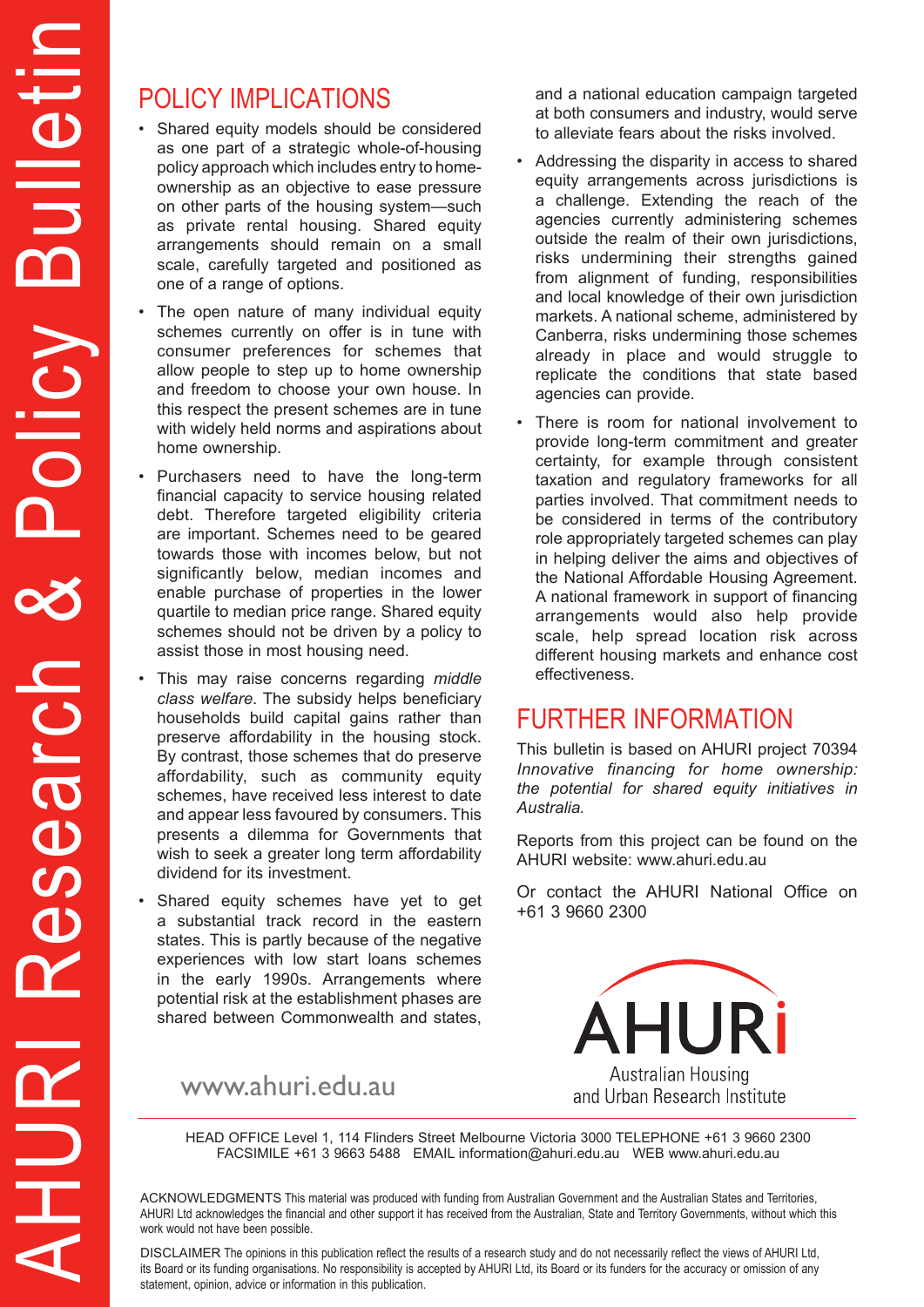## POLICY IMPLICATIONS

- Shared equity models should be considered as one part of a strategic whole-of-housing policy approach which includes entry to home-ownership as an objective to ease pressure on other parts of the housing system—such as private rental housing. Shared equity arrangements should remain on a small scale, carefully targeted and positioned as one of a range of options.
- The open nature of many individual equity schemes currently on offer is in tune with consumer preferences for schemes that allow people to step up to home ownership and freedom to choose your own house. In this respect the present schemes are in tune with widely held norms and aspirations about home ownership.
- Purchasers need to have the long-term financial capacity to service housing related debt. Therefore targeted eligibility criteria are important. Schemes need to be geared towards those with incomes below, but not significantly below, median incomes and enable purchase of properties in the lower quartile to median price range. Shared equity schemes should not be driven by a policy to assist those in most housing need.
- This may raise concerns regarding *middle class welfare*. The subsidy helps beneficiary households build capital gains rather than preserve affordability in the housing stock. By contrast, those schemes that do preserve affordability, such as community equity schemes, have received less interest to date and appear less favoured by consumers. This presents a dilemma for Governments that wish to seek a greater long term affordability dividend for its investment.
- Shared equity schemes have yet to get a substantial track record in the eastern states. This is partly because of the negative experiences with low start loans schemes in the early 1990s. Arrangements where potential risk at the establishment phases are shared between Commonwealth and states, and a national education campaign targeted at both consumers and industry, would serve to alleviate fears about the risks involved.
- Addressing the disparity in access to shared equity arrangements across jurisdictions is a challenge. Extending the reach of the agencies currently administering schemes outside the realm of their own jurisdictions, risks undermining their strengths gained from alignment of funding, responsibilities and local knowledge of their own jurisdiction markets. A national scheme, administered by Canberra, risks undermining those schemes already in place and would struggle to replicate the conditions that state based agencies can provide.
- There is room for national involvement to provide long-term commitment and greater certainty, for example through consistent taxation and regulatory frameworks for all parties involved. That commitment needs to be considered in terms of the contributory role appropriately targeted schemes can play in helping deliver the aims and objectives of the National Affordable Housing Agreement. A national framework in support of financing arrangements would also help provide scale, help spread location risk across different housing markets and enhance cost effectiveness.

## FURTHER INFORMATION

This bulletin is based on AHURI project 70394 *Innovative financing for home ownership: the potential for shared equity initiatives in Australia.*

Reports from this project can be found on the AHURI website: www.ahuri.edu.au

Or contact the AHURI National Office on +61 3 9660 2300

www.ahuri.edu.au

AHURI
Australian Housing and Urban Research Institute

HEAD OFFICE Level 1, 114 Flinders Street Melbourne Victoria 3000 TELEPHONE +61 3 9660 2300 FACSIMILE +61 3 9663 5488 EMAIL information@ahuri.edu.au WEB www.ahuri.edu.au

ACKNOWLEDGMENTS This material was produced with funding from Australian Government and the Australian States and Territories, AHURI Ltd acknowledges the financial and other support it has received from the Australian, State and Territory Governments, without which this work would not have been possible.

DISCLAIMER The opinions in this publication reflect the results of a research study and do not necessarily reflect the views of AHURI Ltd, its Board or its funding organisations. No responsibility is accepted by AHURI Ltd, its Board or its funders for the accuracy or omission of any statement, opinion, advice or information in this publication.